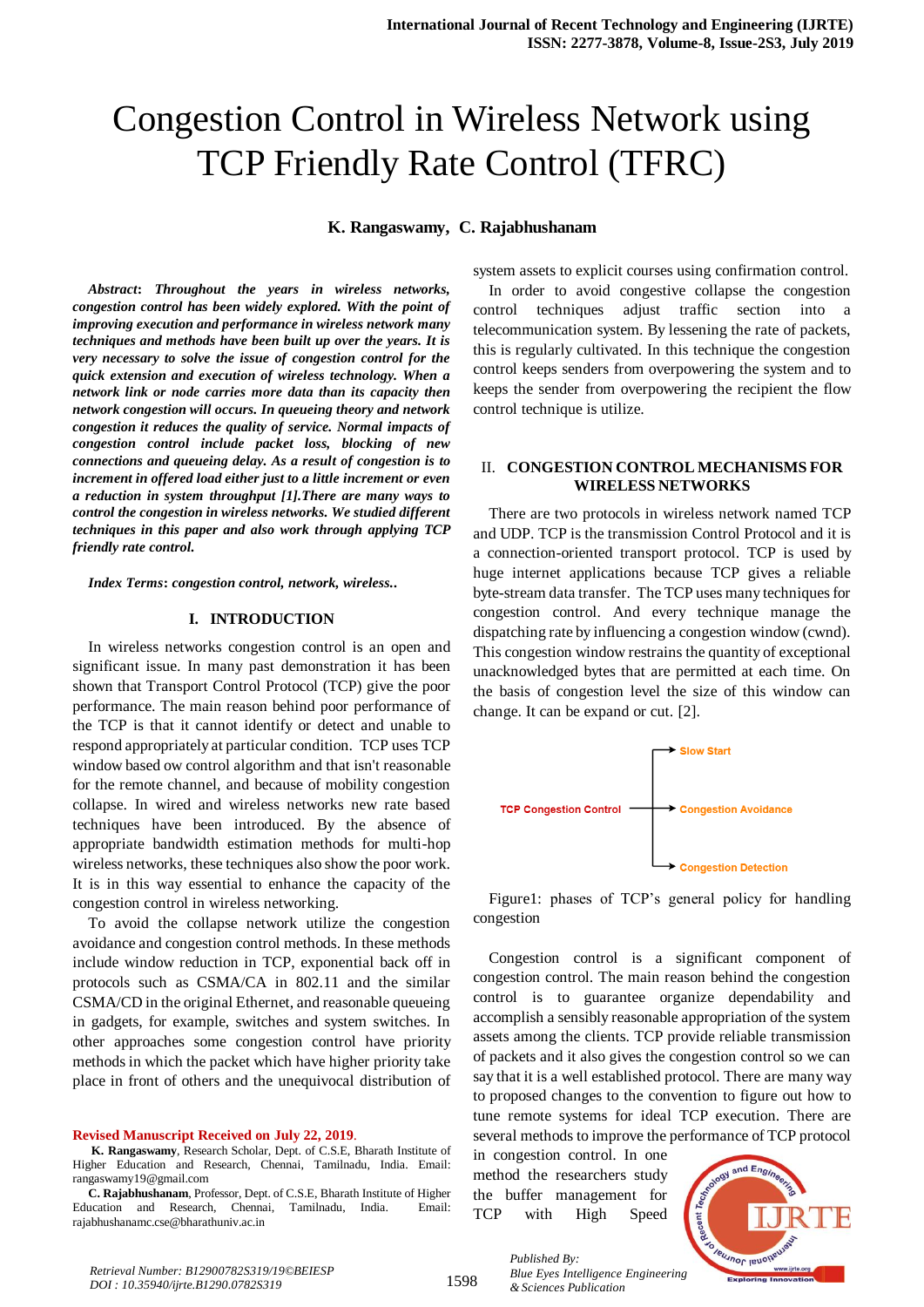# Congestion Control in Wireless Network using TCP Friendly Rate Control (TFRC)

**K. Rangaswamy, C. Rajabhushanam**

***Abstract*: Throughout the years in wireless networks, congestion control has been widely explored. With the point of improving execution and performance in wireless network many techniques and methods have been built up over the years. It is very necessary to solve the issue of congestion control for the quick extension and execution of wireless technology. When a network link or node carries more data than its capacity then network congestion will occurs. In queueing theory and network congestion it reduces the quality of service. Normal impacts of congestion control include packet loss, blocking of new connections and queueing delay. As a result of congestion is to increment in offered load either just to a little increment or even a reduction in system throughput [1].There are many ways to control the congestion in wireless networks. We studied different techniques in this paper and also work through applying TCP friendly rate control.***

***Index Terms*: congestion control, network, wireless..**

## I. INTRODUCTION

In wireless networks congestion control is an open and significant issue. In many past demonstration it has been shown that Transport Control Protocol (TCP) give the poor performance. The main reason behind poor performance of the TCP is that it cannot identify or detect and unable to respond appropriately at particular condition. TCP uses TCP window based ow control algorithm and that isn't reasonable for the remote channel, and because of mobility congestion collapse. In wired and wireless networks new rate based techniques have been introduced. By the absence of appropriate bandwidth estimation methods for multi-hop wireless networks, these techniques also show the poor work. It is in this way essential to enhance the capacity of the congestion control in wireless networking.

To avoid the collapse network utilize the congestion avoidance and congestion control methods. In these methods include window reduction in TCP, exponential back off in protocols such as CSMA/CA in 802.11 and the similar CSMA/CD in the original Ethernet, and reasonable queueing in gadgets, for example, switches and system switches. In other approaches some congestion control have priority methods in which the packet which have higher priority take place in front of others and the unequivocal distribution of system assets to explicit courses using confirmation control.

In order to avoid congestive collapse the congestion control techniques adjust traffic section into a telecommunication system. By lessening the rate of packets, this is regularly cultivated. In this technique the congestion control keeps senders from overpowering the system and to keeps the sender from overpowering the recipient the flow control technique is utilize.

**Revised Manuscript Received on July 22, 2019.**

**K. Rangaswamy**, Research Scholar, Dept. of C.S.E, Bharath Institute of Higher Education and Research, Chennai, Tamilnadu, India. Email: rangaswamy19@gmail.com

**C. Rajabhushanam**, Professor, Dept. of C.S.E, Bharath Institute of Higher Education and Research, Chennai, Tamilnadu, India. Email: rajabhushanamc.cse@bharathuniv.ac.in

## II. CONGESTION CONTROL MECHANISMS FOR WIRELESS NETWORKS

There are two protocols in wireless network named TCP and UDP. TCP is the transmission Control Protocol and it is a connection-oriented transport protocol. TCP is used by huge internet applications because TCP gives a reliable byte-stream data transfer. The TCP uses many techniques for congestion control. And every technique manage the dispatching rate by influencing a congestion window (cwnd). This congestion window restrains the quantity of exceptional unacknowledged bytes that are permitted at each time. On the basis of congestion level the size of this window can change. It can be expand or cut. [2].

TCP Congestion Control → Slow Start; Congestion Avoidance; Congestion Detection

Figure1: phases of TCP's general policy for handling congestion

Congestion control is a significant component of congestion control. The main reason behind the congestion control is to guarantee organize dependability and accomplish a sensibly reasonable appropriation of the system assets among the clients. TCP provide reliable transmission of packets and it also gives the congestion control so we can say that it is a well established protocol. There are many way to proposed changes to the convention to figure out how to tune remote systems for ideal TCP execution. There are several methods to improve the performance of TCP protocol in congestion control. In one method the researchers study the buffer management for TCP with High Speed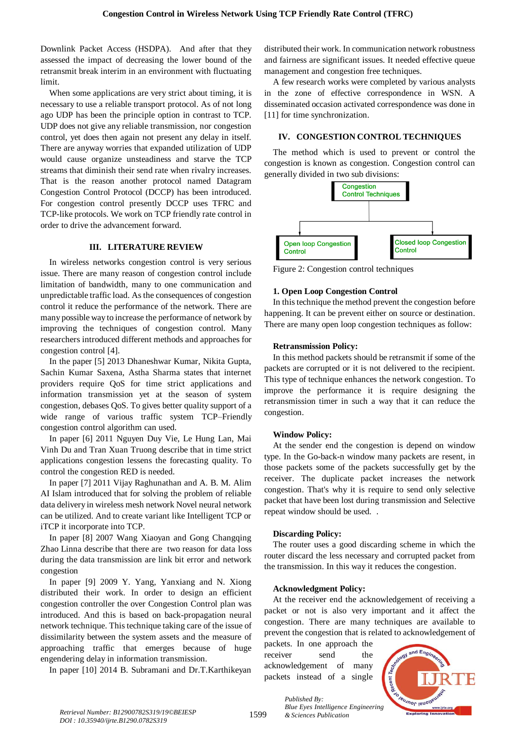Downlink Packet Access (HSDPA). And after that they assessed the impact of decreasing the lower bound of the retransmit break interim in an environment with fluctuating limit.

When some applications are very strict about timing, it is necessary to use a reliable transport protocol. As of not long ago UDP has been the principle option in contrast to TCP. UDP does not give any reliable transmission, nor congestion control, yet does then again not present any delay in itself. There are anyway worries that expanded utilization of UDP would cause organize unsteadiness and starve the TCP streams that diminish their send rate when rivalry increases. That is the reason another protocol named Datagram Congestion Control Protocol (DCCP) has been introduced. For congestion control presently DCCP uses TFRC and TCP-like protocols. We work on TCP friendly rate control in order to drive the advancement forward.

## III. LITERATURE REVIEW

In wireless networks congestion control is very serious issue. There are many reason of congestion control include limitation of bandwidth, many to one communication and unpredictable traffic load. As the consequences of congestion control it reduce the performance of the network. There are many possible way to increase the performance of network by improving the techniques of congestion control. Many researchers introduced different methods and approaches for congestion control [4].

In the paper [5] 2013 Dhaneshwar Kumar, Nikita Gupta, Sachin Kumar Saxena, Astha Sharma states that internet providers require QoS for time strict applications and information transmission yet at the season of system congestion, debases QoS. To gives better quality support of a wide range of various traffic system TCP–Friendly congestion control algorithm can used.

In paper [6] 2011 Nguyen Duy Vie, Le Hung Lan, Mai Vinh Du and Tran Xuan Truong describe that in time strict applications congestion lessens the forecasting quality. To control the congestion RED is needed.

In paper [7] 2011 Vijay Raghunathan and A. B. M. Alim AI Islam introduced that for solving the problem of reliable data delivery in wireless mesh network Novel neural network can be utilized. And to create variant like Intelligent TCP or iTCP it incorporate into TCP.

In paper [8] 2007 Wang Xiaoyan and Gong Changqing Zhao Linna describe that there are two reason for data loss during the data transmission are link bit error and network congestion

In paper [9] 2009 Y. Yang, Yanxiang and N. Xiong distributed their work. In order to design an efficient congestion controller the over Congestion Control plan was introduced. And this is based on back-propagation neural network technique. This technique taking care of the issue of dissimilarity between the system assets and the measure of approaching traffic that emerges because of huge engendering delay in information transmission.

In paper [10] 2014 B. Subramani and Dr.T.Karthikeyan distributed their work. In communication network robustness and fairness are significant issues. It needed effective queue management and congestion free techniques.

A few research works were completed by various analysts in the zone of effective correspondence in WSN. A disseminated occasion activated correspondence was done in [11] for time synchronization.

## IV. CONGESTION CONTROL TECHNIQUES

The method which is used to prevent or control the congestion is known as congestion. Congestion control can generally divided in two sub divisions:

Congestion Control Techniques
- Open loop Congestion Control
- Closed loop Congestion Control

Figure 2: Congestion control techniques

### 1. Open Loop Congestion Control

In this technique the method prevent the congestion before happening. It can be prevent either on source or destination. There are many open loop congestion techniques as follow:

**Retransmission Policy:**

In this method packets should be retransmit if some of the packets are corrupted or it is not delivered to the recipient. This type of technique enhances the network congestion. To improve the performance it is require designing the retransmission timer in such a way that it can reduce the congestion.

**Window Policy:**

At the sender end the congestion is depend on window type. In the Go-back-n window many packets are resent, in those packets some of the packets successfully get by the receiver. The duplicate packet increases the network congestion. That's why it is require to send only selective packet that have been lost during transmission and Selective repeat window should be used. .

**Discarding Policy:**

The router uses a good discarding scheme in which the router discard the less necessary and corrupted packet from the transmission. In this way it reduces the congestion.

**Acknowledgment Policy:**

At the receiver end the acknowledgement of receiving a packet or not is also very important and it affect the congestion. There are many techniques are available to prevent the congestion that is related to acknowledgement of packets. In one approach the receiver send the acknowledgement of many packets instead of a single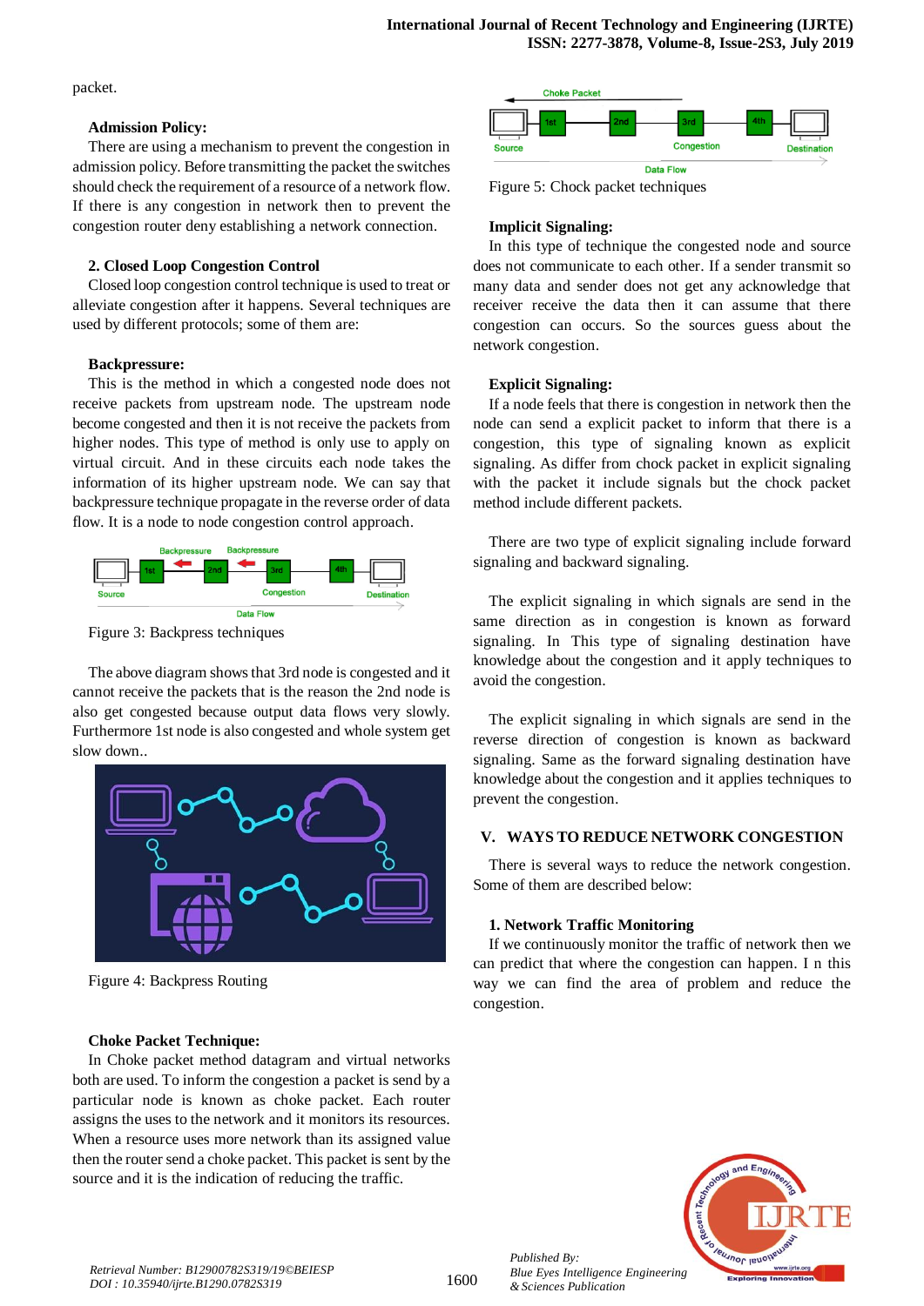packet.

**Admission Policy:**

There are using a mechanism to prevent the congestion in admission policy. Before transmitting the packet the switches should check the requirement of a resource of a network flow. If there is any congestion in network then to prevent the congestion router deny establishing a network connection.

**2. Closed Loop Congestion Control**

Closed loop congestion control technique is used to treat or alleviate congestion after it happens. Several techniques are used by different protocols; some of them are:

**Backpressure:**

This is the method in which a congested node does not receive packets from upstream node. The upstream node become congested and then it is not receive the packets from higher nodes. This type of method is only use to apply on virtual circuit. And in these circuits each node takes the information of its higher upstream node. We can say that backpressure technique propagate in the reverse order of data flow. It is a node to node congestion control approach.

Figure 3: Backpress techniques

The above diagram shows that 3rd node is congested and it cannot receive the packets that is the reason the 2nd node is also get congested because output data flows very slowly. Furthermore 1st node is also congested and whole system get slow down..

Figure 4: Backpress Routing

**Choke Packet Technique:**

In Choke packet method datagram and virtual networks both are used. To inform the congestion a packet is send by a particular node is known as choke packet. Each router assigns the uses to the network and it monitors its resources. When a resource uses more network than its assigned value then the router send a choke packet. This packet is sent by the source and it is the indication of reducing the traffic.

Figure 5: Chock packet techniques

**Implicit Signaling:**

In this type of technique the congested node and source does not communicate to each other. If a sender transmit so many data and sender does not get any acknowledge that receiver receive the data then it can assume that there congestion can occurs. So the sources guess about the network congestion.

**Explicit Signaling:**

If a node feels that there is congestion in network then the node can send a explicit packet to inform that there is a congestion, this type of signaling known as explicit signaling. As differ from chock packet in explicit signaling with the packet it include signals but the chock packet method include different packets.

There are two type of explicit signaling include forward signaling and backward signaling.

The explicit signaling in which signals are send in the same direction as in congestion is known as forward signaling. In This type of signaling destination have knowledge about the congestion and it apply techniques to avoid the congestion.

The explicit signaling in which signals are send in the reverse direction of congestion is known as backward signaling. Same as the forward signaling destination have knowledge about the congestion and it applies techniques to prevent the congestion.

## V. WAYS TO REDUCE NETWORK CONGESTION

There is several ways to reduce the network congestion. Some of them are described below:

**1. Network Traffic Monitoring**

If we continuously monitor the traffic of network then we can predict that where the congestion can happen. I n this way we can find the area of problem and reduce the congestion.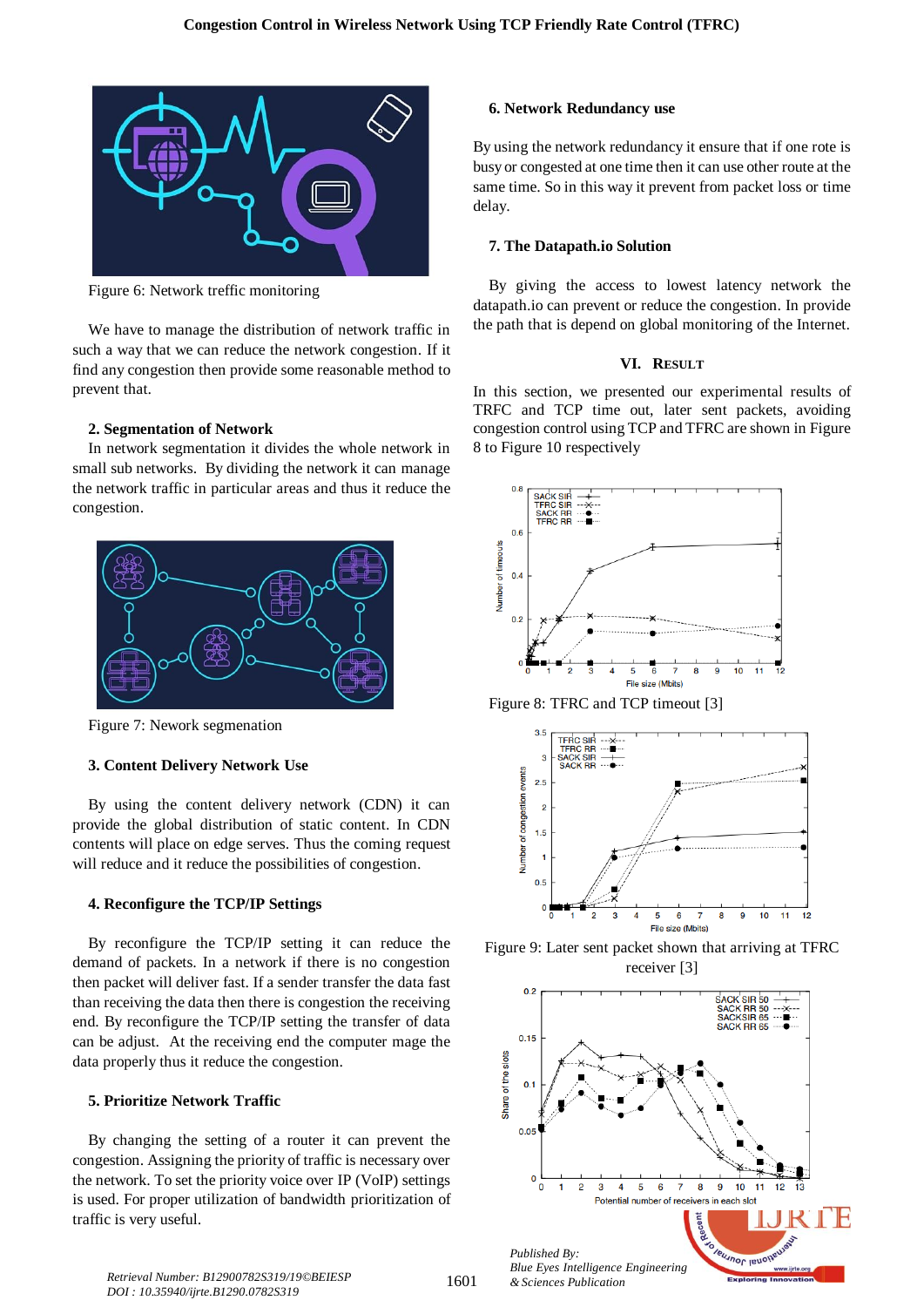Figure 6: Network treffic monitoring

We have to manage the distribution of network traffic in such a way that we can reduce the network congestion. If it find any congestion then provide some reasonable method to prevent that.

**2. Segmentation of Network**

In network segmentation it divides the whole network in small sub networks. By dividing the network it can manage the network traffic in particular areas and thus it reduce the congestion.

Figure 7: Nework segmenation

**3. Content Delivery Network Use**

By using the content delivery network (CDN) it can provide the global distribution of static content. In CDN contents will place on edge serves. Thus the coming request will reduce and it reduce the possibilities of congestion.

**4. Reconfigure the TCP/IP Settings**

By reconfigure the TCP/IP setting it can reduce the demand of packets. In a network if there is no congestion then packet will deliver fast. If a sender transfer the data fast than receiving the data then there is congestion the receiving end. By reconfigure the TCP/IP setting the transfer of data can be adjust. At the receiving end the computer mage the data properly thus it reduce the congestion.

**5. Prioritize Network Traffic**

By changing the setting of a router it can prevent the congestion. Assigning the priority of traffic is necessary over the network. To set the priority voice over IP (VoIP) settings is used. For proper utilization of bandwidth prioritization of traffic is very useful.

**6. Network Redundancy use**

By using the network redundancy it ensure that if one rote is busy or congested at one time then it can use other route at the same time. So in this way it prevent from packet loss or time delay.

**7. The Datapath.io Solution**

By giving the access to lowest latency network the datapath.io can prevent or reduce the congestion. In provide the path that is depend on global monitoring of the Internet.

## VI. Result

In this section, we presented our experimental results of TRFC and TCP time out, later sent packets, avoiding congestion control using TCP and TFRC are shown in Figure 8 to Figure 10 respectively

Figure 8: TFRC and TCP timeout [3]

Figure 9: Later sent packet shown that arriving at TFRC receiver [3]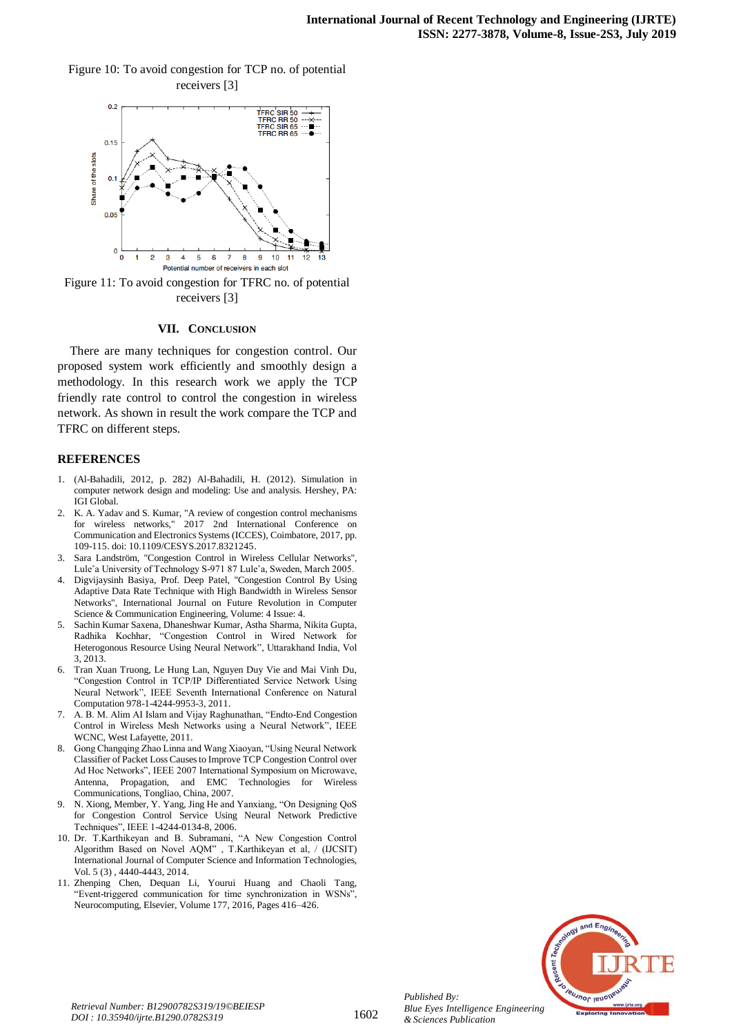Figure 10: To avoid congestion for TCP no. of potential receivers [3]

0.2
0.15
0.1
0.05
0
Share of the slots
0 1 2 3 4 5 6 7 8 9 10 11 12 13
Potential number of receivers in each slot
TFRC SIR 50
TFRC RR 50
TFRC SIR 65
TFRC RR 65

Figure 11: To avoid congestion for TFRC no. of potential receivers [3]

## VII. CONCLUSION

There are many techniques for congestion control. Our proposed system work efficiently and smoothly design a methodology. In this research work we apply the TCP friendly rate control to control the congestion in wireless network. As shown in result the work compare the TCP and TFRC on different steps.

## REFERENCES

1. (Al-Bahadili, 2012, p. 282) Al-Bahadili, H. (2012). Simulation in computer network design and modeling: Use and analysis. Hershey, PA: IGI Global.
2. K. A. Yadav and S. Kumar, "A review of congestion control mechanisms for wireless networks," 2017 2nd International Conference on Communication and Electronics Systems (ICCES), Coimbatore, 2017, pp. 109-115. doi: 10.1109/CESYS.2017.8321245.
3. Sara Landström, "Congestion Control in Wireless Cellular Networks", Lule˚a University of Technology S-971 87 Lule˚a, Sweden, March 2005.
4. Digvijaysinh Basiya, Prof. Deep Patel, "Congestion Control By Using Adaptive Data Rate Technique with High Bandwidth in Wireless Sensor Networks", International Journal on Future Revolution in Computer Science & Communication Engineering, Volume: 4 Issue: 4.
5. Sachin Kumar Saxena, Dhaneshwar Kumar, Astha Sharma, Nikita Gupta, Radhika Kochhar, "Congestion Control in Wired Network for Heterogonous Resource Using Neural Network", Uttarakhand India, Vol 3, 2013.
6. Tran Xuan Truong, Le Hung Lan, Nguyen Duy Vie and Mai Vinh Du, "Congestion Control in TCP/IP Differentiated Service Network Using Neural Network", IEEE Seventh International Conference on Natural Computation 978-1-4244-9953-3, 2011.
7. A. B. M. Alim AI Islam and Vijay Raghunathan, "Endto-End Congestion Control in Wireless Mesh Networks using a Neural Network", IEEE WCNC, West Lafayette, 2011.
8. Gong Changqing Zhao Linna and Wang Xiaoyan, "Using Neural Network Classifier of Packet Loss Causes to Improve TCP Congestion Control over Ad Hoc Networks", IEEE 2007 International Symposium on Microwave, Antenna, Propagation, and EMC Technologies for Wireless Communications, Tongliao, China, 2007.
9. N. Xiong, Member, Y. Yang, Jing He and Yanxiang, "On Designing QoS for Congestion Control Service Using Neural Network Predictive Techniques", IEEE 1-4244-0134-8, 2006.
10. Dr. T.Karthikeyan and B. Subramani, "A New Congestion Control Algorithm Based on Novel AQM" , T.Karthikeyan et al, / (IJCSIT) International Journal of Computer Science and Information Technologies, Vol. 5 (3) , 4440-4443, 2014.
11. Zhenping Chen, Dequan Li, Yourui Huang and Chaoli Tang, "Event-triggered communication for time synchronization in WSNs", Neurocomputing, Elsevier, Volume 177, 2016, Pages 416–426.